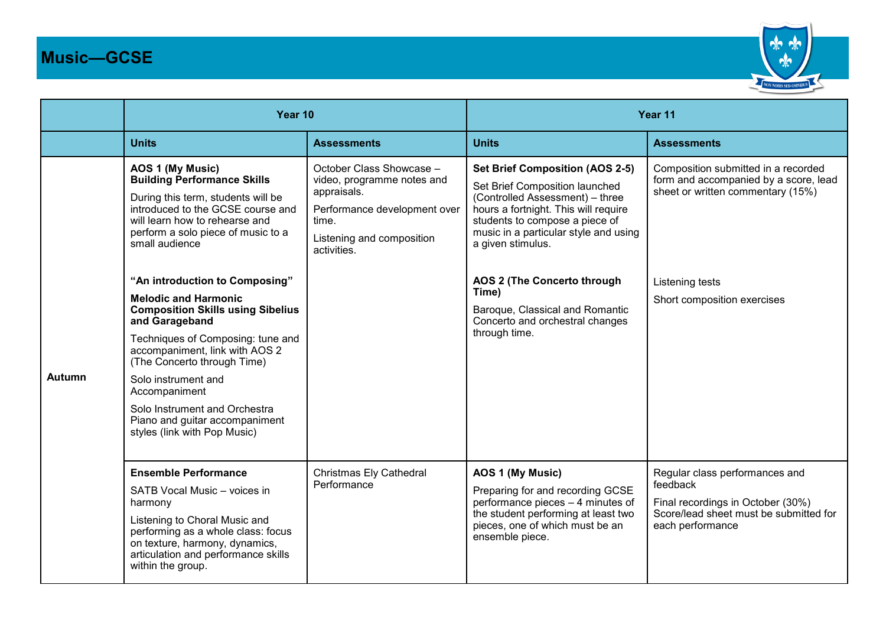# Music—GCSE

| | Year 10 | | Year 11 | |
|---|---|---|---|---|
| | **Units** | **Assessments** | **Units** | **Assessments** |
| **Autumn** | **AOS 1 (My Music)** **Building Performance Skills** During this term, students will be introduced to the GCSE course and will learn how to rehearse and perform a solo piece of music to a small audience | October Class Showcase – video, programme notes and appraisals. Performance development over time. Listening and composition activities. | **Set Brief Composition (AOS 2-5)** Set Brief Composition launched (Controlled Assessment) – three hours a fortnight. This will require students to compose a piece of music in a particular style and using a given stimulus. | Composition submitted in a recorded form and accompanied by a score, lead sheet or written commentary (15%) |
| | **"An introduction to Composing"** **Melodic and Harmonic Composition Skills using Sibelius and Garageband** Techniques of Composing: tune and accompaniment, link with AOS 2 (The Concerto through Time) Solo instrument and Accompaniment Solo Instrument and Orchestra Piano and guitar accompaniment styles (link with Pop Music) | | **AOS 2 (The Concerto through Time)** Baroque, Classical and Romantic Concerto and orchestral changes through time. | Listening tests Short composition exercises |
| | **Ensemble Performance** SATB Vocal Music – voices in harmony Listening to Choral Music and performing as a whole class: focus on texture, harmony, dynamics, articulation and performance skills within the group. | Christmas Ely Cathedral Performance | **AOS 1 (My Music)** Preparing for and recording GCSE performance pieces – 4 minutes of the student performing at least two pieces, one of which must be an ensemble piece. | Regular class performances and feedback Final recordings in October (30%) Score/lead sheet must be submitted for each performance |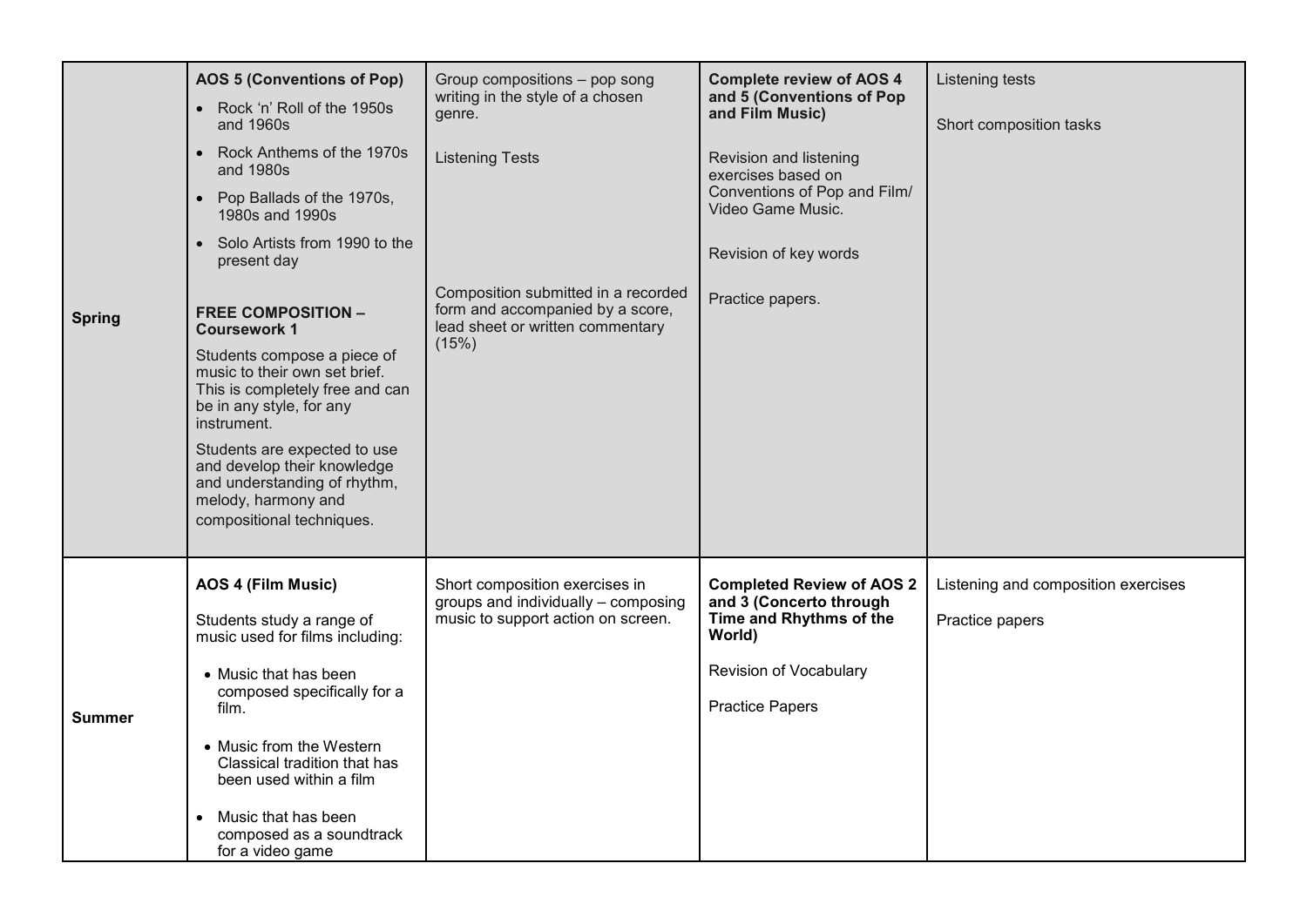| | | | | |
|---|---|---|---|---|
| **Spring** | **AOS 5 (Conventions of Pop)**<br>• Rock 'n' Roll of the 1950s and 1960s<br>• Rock Anthems of the 1970s and 1980s<br>• Pop Ballads of the 1970s, 1980s and 1990s<br>• Solo Artists from 1990 to the present day<br><br>**FREE COMPOSITION – Coursework 1**<br>Students compose a piece of music to their own set brief. This is completely free and can be in any style, for any instrument.<br>Students are expected to use and develop their knowledge and understanding of rhythm, melody, harmony and compositional techniques. | Group compositions – pop song writing in the style of a chosen genre.<br><br>Listening Tests<br><br>Composition submitted in a recorded form and accompanied by a score, lead sheet or written commentary (15%) | **Complete review of AOS 4 and 5 (Conventions of Pop and Film Music)**<br><br>Revision and listening exercises based on Conventions of Pop and Film/ Video Game Music.<br><br>Revision of key words<br><br>Practice papers. | Listening tests<br><br>Short composition tasks |
| **Summer** | **AOS 4 (Film Music)**<br><br>Students study a range of music used for films including:<br>• Music that has been composed specifically for a film.<br>• Music from the Western Classical tradition that has been used within a film<br>• Music that has been composed as a soundtrack for a video game | Short composition exercises in groups and individually – composing music to support action on screen. | **Completed Review of AOS 2 and 3 (Concerto through Time and Rhythms of the World)**<br><br>Revision of Vocabulary<br><br>Practice Papers | Listening and composition exercises<br><br>Practice papers |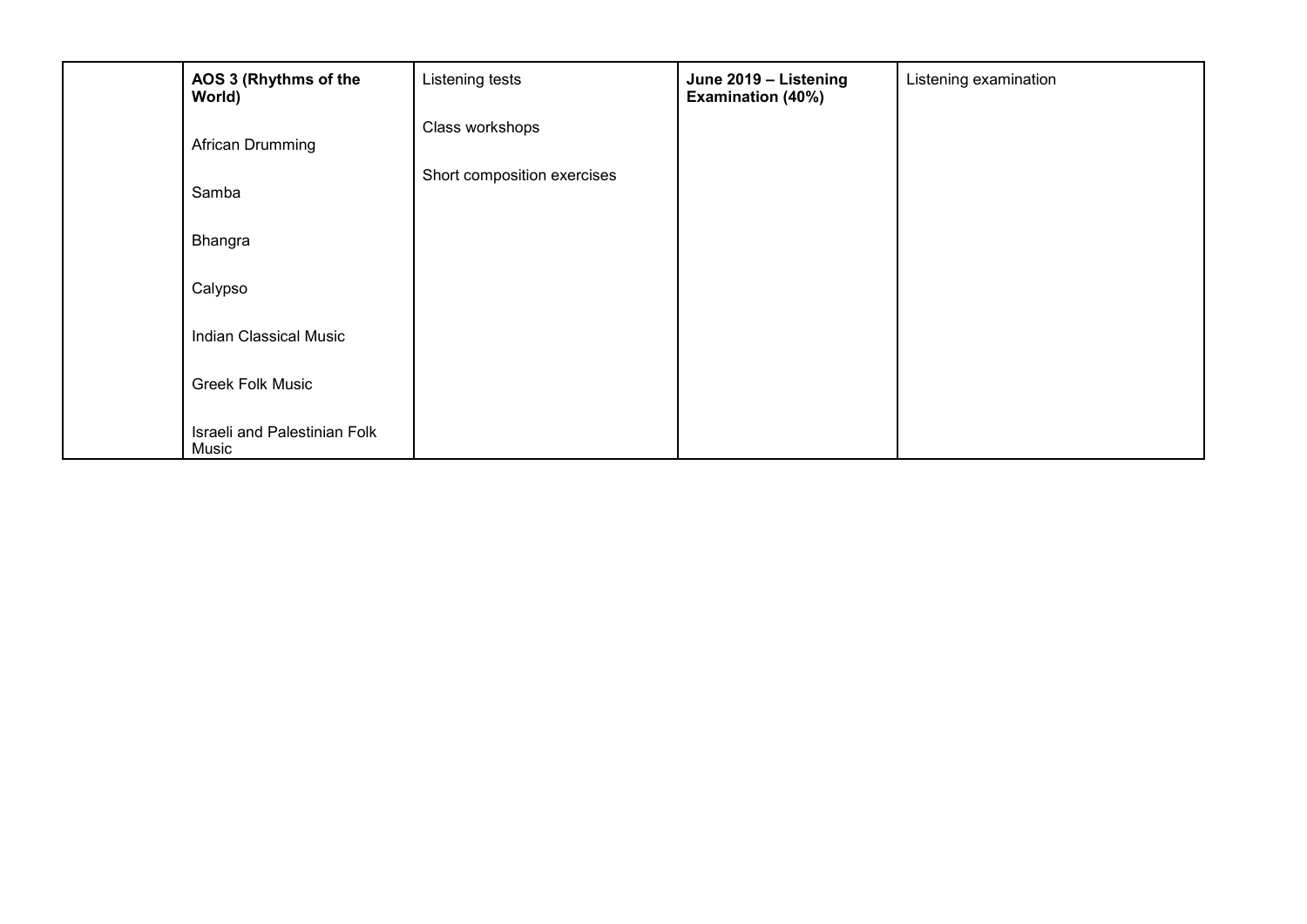| | | | | |
|---|---|---|---|---|
| | **AOS 3 (Rhythms of the World)**<br><br>African Drumming<br><br>Samba<br><br>Bhangra<br><br>Calypso<br><br>Indian Classical Music<br><br>Greek Folk Music<br><br>Israeli and Palestinian Folk Music | Listening tests<br><br>Class workshops<br><br>Short composition exercises | **June 2019 – Listening Examination (40%)** | Listening examination |